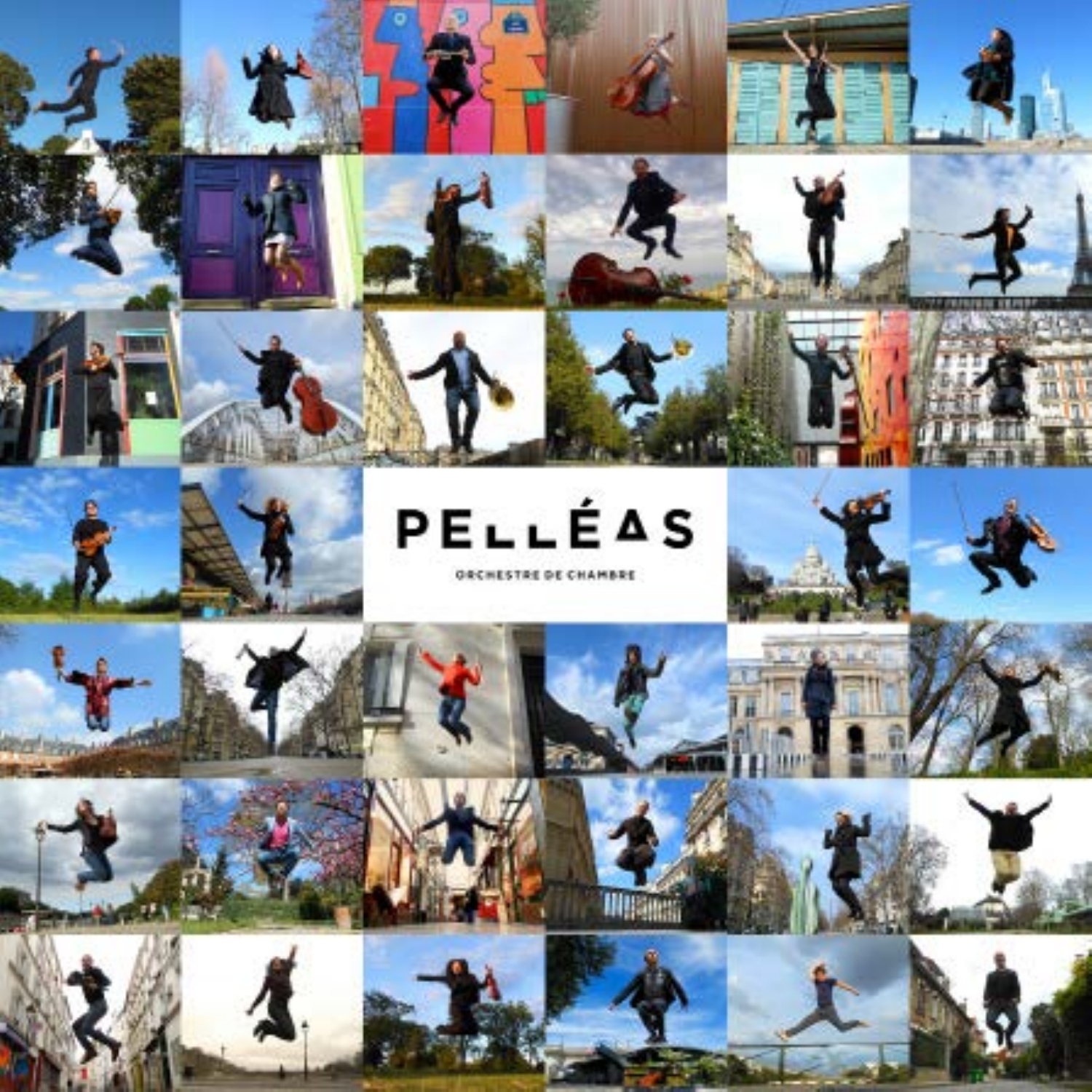# PELLÉAS

ORCHESTRE DE CHAMBRE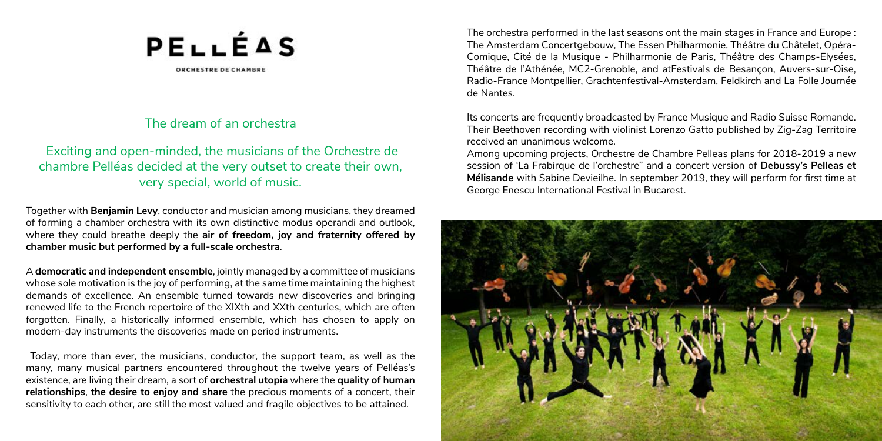# PELLÉAS

ORCHESTRE DE CHAMBRE

## The dream of an orchestra

### Exciting and open-minded, the musicians of the Orchestre de chambre Pelléas decided at the very outset to create their own, very special, world of music.

Together with **Benjamin Levy**, conductor and musician among musicians, they dreamed of forming a chamber orchestra with its own distinctive modus operandi and outlook, where they could breathe deeply the **air of freedom, joy and fraternity offered by chamber music but performed by a full-scale orchestra**.

A **democratic and independent ensemble**, jointly managed by a committee of musicians whose sole motivation is the joy of performing, at the same time maintaining the highest demands of excellence. An ensemble turned towards new discoveries and bringing renewed life to the French repertoire of the XIXth and XXth centuries, which are often forgotten. Finally, a historically informed ensemble, which has chosen to apply on modern-day instruments the discoveries made on period instruments.

Today, more than ever, the musicians, conductor, the support team, as well as the many, many musical partners encountered throughout the twelve years of Pelléas's existence, are living their dream, a sort of **orchestral utopia** where the **quality of human relationships**, **the desire to enjoy and share** the precious moments of a concert, their sensitivity to each other, are still the most valued and fragile objectives to be attained.

The orchestra performed in the last seasons ont the main stages in France and Europe : The Amsterdam Concertgebouw, The Essen Philharmonie, Théâtre du Châtelet, Opéra-Comique, Cité de la Musique - Philharmonie de Paris, Théâtre des Champs-Elysées, Théâtre de l'Athénée, MC2-Grenoble, and atFestivals de Besançon, Auvers-sur-Oise, Radio-France Montpellier, Grachtenfestival-Amsterdam, Feldkirch and La Folle Journée de Nantes.

Its concerts are frequently broadcasted by France Musique and Radio Suisse Romande. Their Beethoven recording with violinist Lorenzo Gatto published by Zig-Zag Territoire received an unanimous welcome.

Among upcoming projects, Orchestre de Chambre Pelleas plans for 2018-2019 a new session of 'La Frabirque de l'orchestre" and a concert version of **Debussy's Pelleas et Mélisande** with Sabine Devieilhe. In september 2019, they will perform for first time at George Enescu International Festival in Bucarest.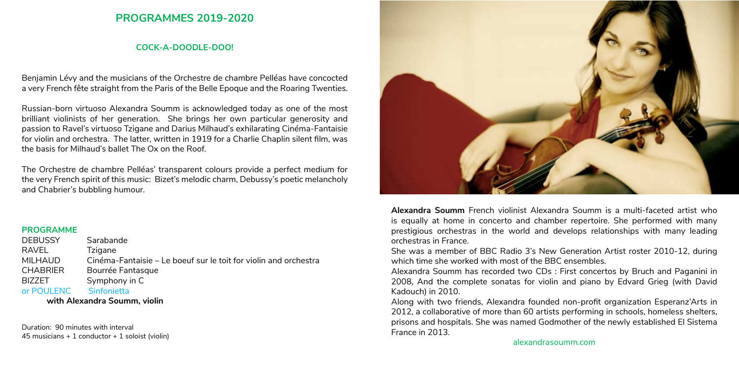## PROGRAMMES 2019-2020

### COCK-A-DOODLE-DOO!

Benjamin Lévy and the musicians of the Orchestre de chambre Pelléas have concocted a very French fête straight from the Paris of the Belle Epoque and the Roaring Twenties.

Russian-born virtuoso Alexandra Soumm is acknowledged today as one of the most brilliant violinists of her generation. She brings her own particular generosity and passion to Ravel's virtuoso Tzigane and Darius Milhaud's exhilarating Cinéma-Fantaisie for violin and orchestra. The latter, written in 1919 for a Charlie Chaplin silent film, was the basis for Milhaud's ballet The Ox on the Roof.

The Orchestre de chambre Pelléas' transparent colours provide a perfect medium for the very French spirit of this music: Bizet's melodic charm, Debussy's poetic melancholy and Chabrier's bubbling humour.

#### PROGRAMME

| | |
|---|---|
| DEBUSSY | Sarabande |
| RAVEL | Tzigane |
| MILHAUD | Cinéma-Fantaisie – Le boeuf sur le toit for violin and orchestra |
| CHABRIER | Bourrée Fantasque |
| BIZZET | Symphony in C |
| or POULENC | Sinfonietta |

**with Alexandra Soumm, violin**

Duration: 90 minutes with interval
45 musicians + 1 conductor + 1 soloist (violin)

**Alexandra Soumm** French violinist Alexandra Soumm is a multi-faceted artist who is equally at home in concerto and chamber repertoire. She performed with many prestigious orchestras in the world and develops relationships with many leading orchestras in France.

She was a member of BBC Radio 3's New Generation Artist roster 2010-12, during which time she worked with most of the BBC ensembles.

Alexandra Soumm has recorded two CDs : First concertos by Bruch and Paganini in 2008, And the complete sonatas for violin and piano by Edvard Grieg (with David Kadouch) in 2010.

Along with two friends, Alexandra founded non-profit organization Esperanz'Arts in 2012, a collaborative of more than 60 artists performing in schools, homeless shelters, prisons and hospitals. She was named Godmother of the newly established El Sistema France in 2013.

alexandrasoumm.com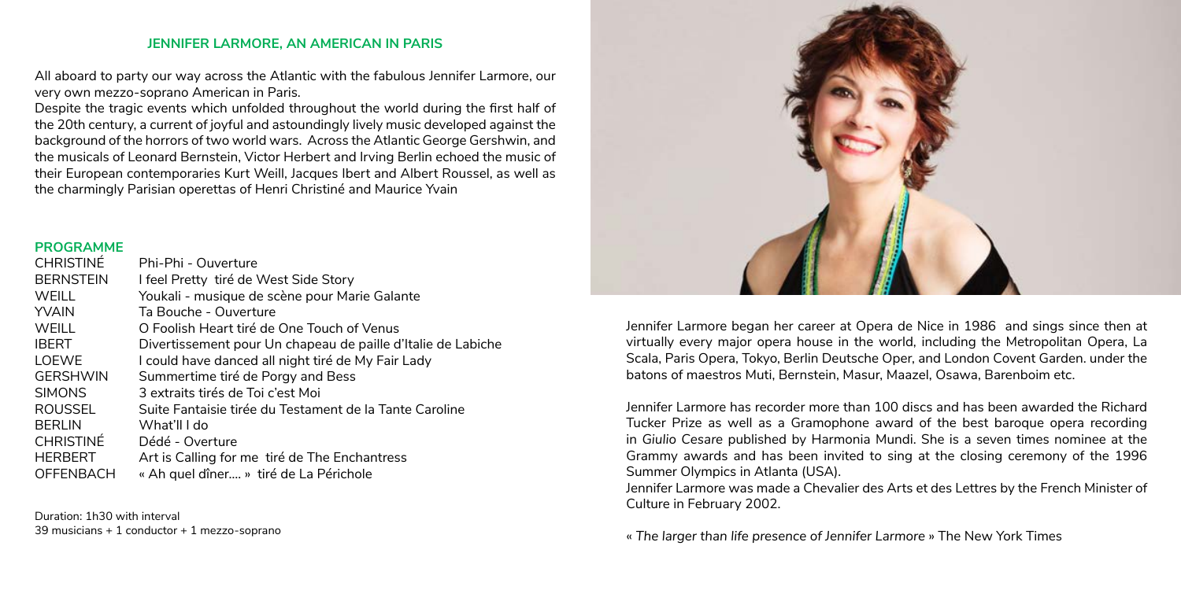## JENNIFER LARMORE, AN AMERICAN IN PARIS

All aboard to party our way across the Atlantic with the fabulous Jennifer Larmore, our very own mezzo-soprano American in Paris.

Despite the tragic events which unfolded throughout the world during the first half of the 20th century, a current of joyful and astoundingly lively music developed against the background of the horrors of two world wars. Across the Atlantic George Gershwin, and the musicals of Leonard Bernstein, Victor Herbert and Irving Berlin echoed the music of their European contemporaries Kurt Weill, Jacques Ibert and Albert Roussel, as well as the charmingly Parisian operettas of Henri Christiné and Maurice Yvain

### PROGRAMME

| | |
|---|---|
| CHRISTINÉ | Phi-Phi - Ouverture |
| BERNSTEIN | I feel Pretty tiré de West Side Story |
| WEILL | Youkali - musique de scène pour Marie Galante |
| YVAIN | Ta Bouche - Ouverture |
| WEILL | O Foolish Heart tiré de One Touch of Venus |
| IBERT | Divertissement pour Un chapeau de paille d'Italie de Labiche |
| LOEWE | I could have danced all night tiré de My Fair Lady |
| GERSHWIN | Summertime tiré de Porgy and Bess |
| SIMONS | 3 extraits tirés de Toi c'est Moi |
| ROUSSEL | Suite Fantaisie tirée du Testament de la Tante Caroline |
| BERLIN | What'll I do |
| CHRISTINÉ | Dédé - Overture |
| HERBERT | Art is Calling for me tiré de The Enchantress |
| OFFENBACH | « Ah quel dîner.... » tiré de La Périchole |

Duration: 1h30 with interval
39 musicians + 1 conductor + 1 mezzo-soprano

Jennifer Larmore began her career at Opera de Nice in 1986 and sings since then at virtually every major opera house in the world, including the Metropolitan Opera, La Scala, Paris Opera, Tokyo, Berlin Deutsche Oper, and London Covent Garden. under the batons of maestros Muti, Bernstein, Masur, Maazel, Osawa, Barenboim etc.

Jennifer Larmore has recorder more than 100 discs and has been awarded the Richard Tucker Prize as well as a Gramophone award of the best baroque opera recording in *Giulio Cesare* published by Harmonia Mundi. She is a seven times nominee at the Grammy awards and has been invited to sing at the closing ceremony of the 1996 Summer Olympics in Atlanta (USA).

Jennifer Larmore was made a Chevalier des Arts et des Lettres by the French Minister of Culture in February 2002.

« *The larger than life presence of Jennifer Larmore* » The New York Times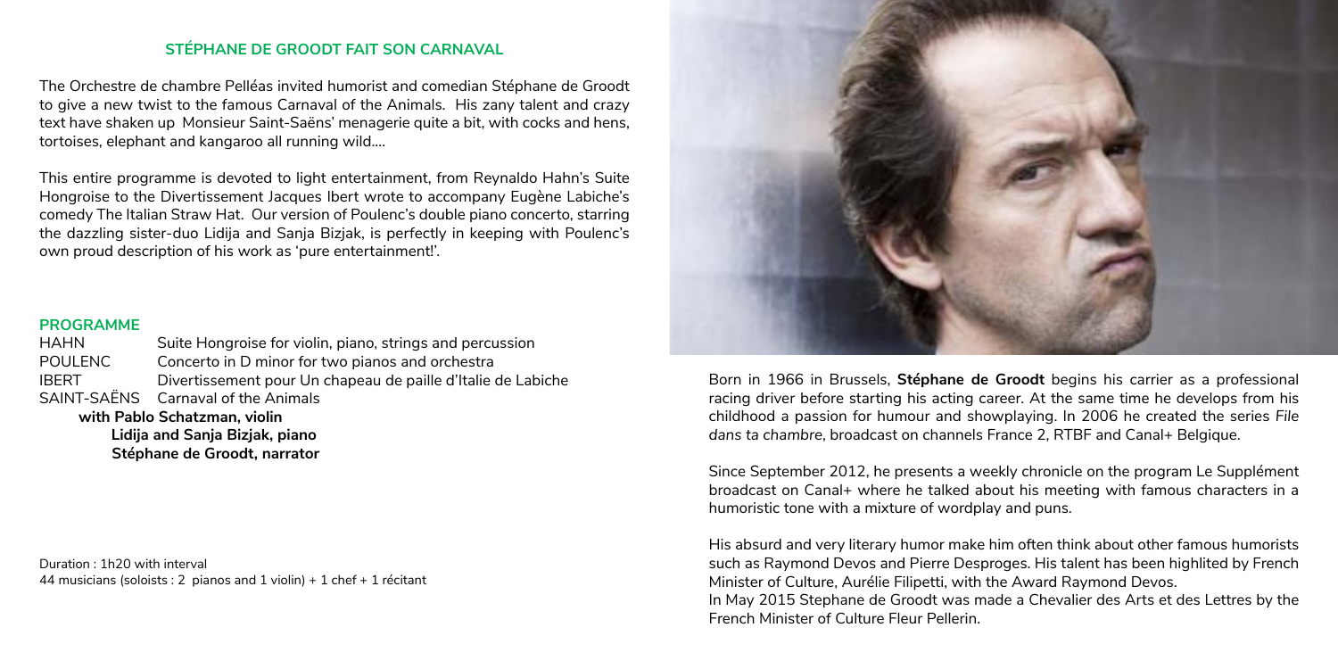## STÉPHANE DE GROODT FAIT SON CARNAVAL

The Orchestre de chambre Pelléas invited humorist and comedian Stéphane de Groodt to give a new twist to the famous Carnaval of the Animals. His zany talent and crazy text have shaken up Monsieur Saint-Saëns' menagerie quite a bit, with cocks and hens, tortoises, elephant and kangaroo all running wild....

This entire programme is devoted to light entertainment, from Reynaldo Hahn's Suite Hongroise to the Divertissement Jacques Ibert wrote to accompany Eugène Labiche's comedy The Italian Straw Hat. Our version of Poulenc's double piano concerto, starring the dazzling sister-duo Lidija and Sanja Bizjak, is perfectly in keeping with Poulenc's own proud description of his work as 'pure entertainment!'.

### PROGRAMME

| | |
|---|---|
| HAHN | Suite Hongroise for violin, piano, strings and percussion |
| POULENC | Concerto in D minor for two pianos and orchestra |
| IBERT | Divertissement pour Un chapeau de paille d'Italie de Labiche |
| SAINT-SAËNS | Carnaval of the Animals |

**with Pablo Schatzman, violin**
**Lidija and Sanja Bizjak, piano**
**Stéphane de Groodt, narrator**

Duration : 1h20 with interval
44 musicians (soloists : 2 pianos and 1 violin) + 1 chef + 1 récitant

Born in 1966 in Brussels, **Stéphane de Groodt** begins his carrier as a professional racing driver before starting his acting career. At the same time he develops from his childhood a passion for humour and showplaying. In 2006 he created the series *File dans ta chambre*, broadcast on channels France 2, RTBF and Canal+ Belgique.

Since September 2012, he presents a weekly chronicle on the program Le Supplément broadcast on Canal+ where he talked about his meeting with famous characters in a humoristic tone with a mixture of wordplay and puns.

His absurd and very literary humor make him often think about other famous humorists such as Raymond Devos and Pierre Desproges. His talent has been highlited by French Minister of Culture, Aurélie Filipetti, with the Award Raymond Devos.
In May 2015 Stephane de Groodt was made a Chevalier des Arts et des Lettres by the French Minister of Culture Fleur Pellerin.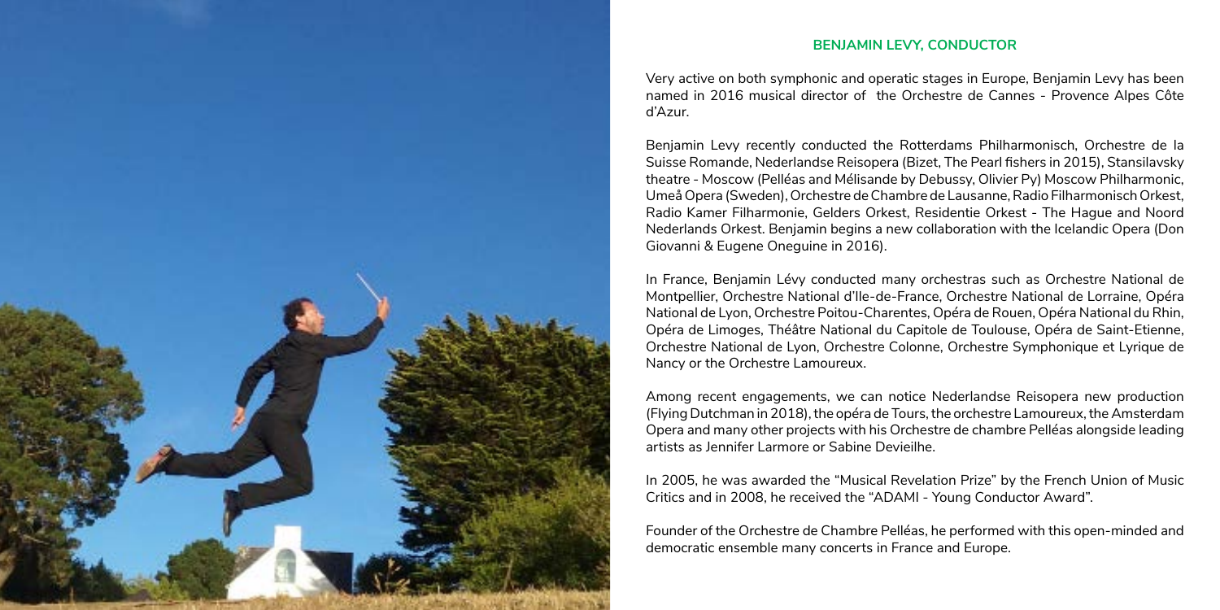## BENJAMIN LEVY, CONDUCTOR

Very active on both symphonic and operatic stages in Europe, Benjamin Levy has been named in 2016 musical director of the Orchestre de Cannes - Provence Alpes Côte d'Azur.

Benjamin Levy recently conducted the Rotterdams Philharmonisch, Orchestre de la Suisse Romande, Nederlandse Reisopera (Bizet, The Pearl fishers in 2015), Stansilavsky theatre - Moscow (Pelléas and Mélisande by Debussy, Olivier Py) Moscow Philharmonic, Umeå Opera (Sweden), Orchestre de Chambre de Lausanne, Radio Filharmonisch Orkest, Radio Kamer Filharmonie, Gelders Orkest, Residentie Orkest - The Hague and Noord Nederlands Orkest. Benjamin begins a new collaboration with the Icelandic Opera (Don Giovanni & Eugene Oneguine in 2016).

In France, Benjamin Lévy conducted many orchestras such as Orchestre National de Montpellier, Orchestre National d'Ile-de-France, Orchestre National de Lorraine, Opéra National de Lyon, Orchestre Poitou-Charentes, Opéra de Rouen, Opéra National du Rhin, Opéra de Limoges, Théâtre National du Capitole de Toulouse, Opéra de Saint-Etienne, Orchestre National de Lyon, Orchestre Colonne, Orchestre Symphonique et Lyrique de Nancy or the Orchestre Lamoureux.

Among recent engagements, we can notice Nederlandse Reisopera new production (Flying Dutchman in 2018), the opéra de Tours, the orchestre Lamoureux, the Amsterdam Opera and many other projects with his Orchestre de chambre Pelléas alongside leading artists as Jennifer Larmore or Sabine Devieilhe.

In 2005, he was awarded the "Musical Revelation Prize" by the French Union of Music Critics and in 2008, he received the "ADAMI - Young Conductor Award".

Founder of the Orchestre de Chambre Pelléas, he performed with this open-minded and democratic ensemble many concerts in France and Europe.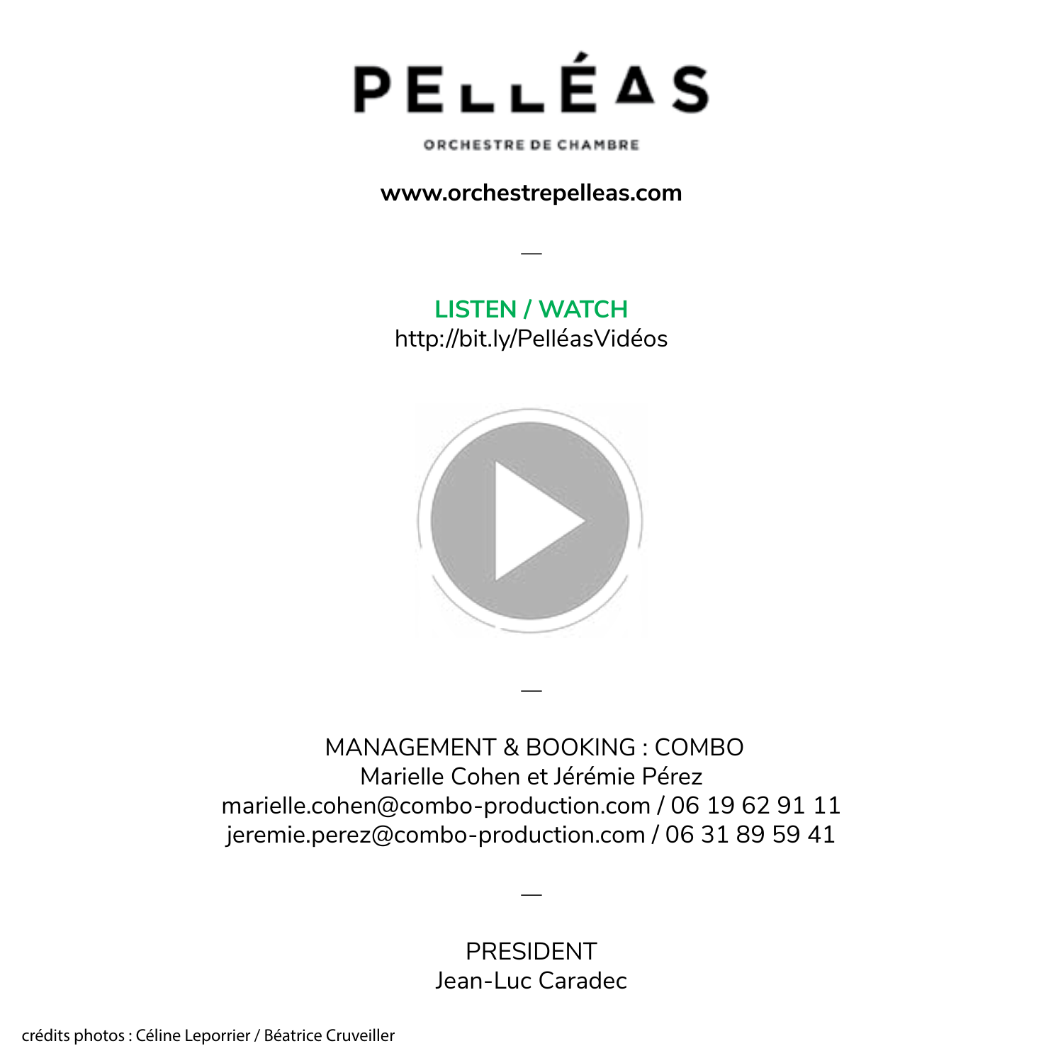# PELLÉAS

ORCHESTRE DE CHAMBRE

**www.orchestrepelleas.com**

—

**LISTEN / WATCH**

http://bit.ly/PelléasVidéos

—

MANAGEMENT & BOOKING : COMBO

Marielle Cohen et Jérémie Pérez

marielle.cohen@combo-production.com / 06 19 62 91 11

jeremie.perez@combo-production.com / 06 31 89 59 41

—

PRESIDENT

Jean-Luc Caradec

crédits photos : Céline Leporrier / Béatrice Cruveiller